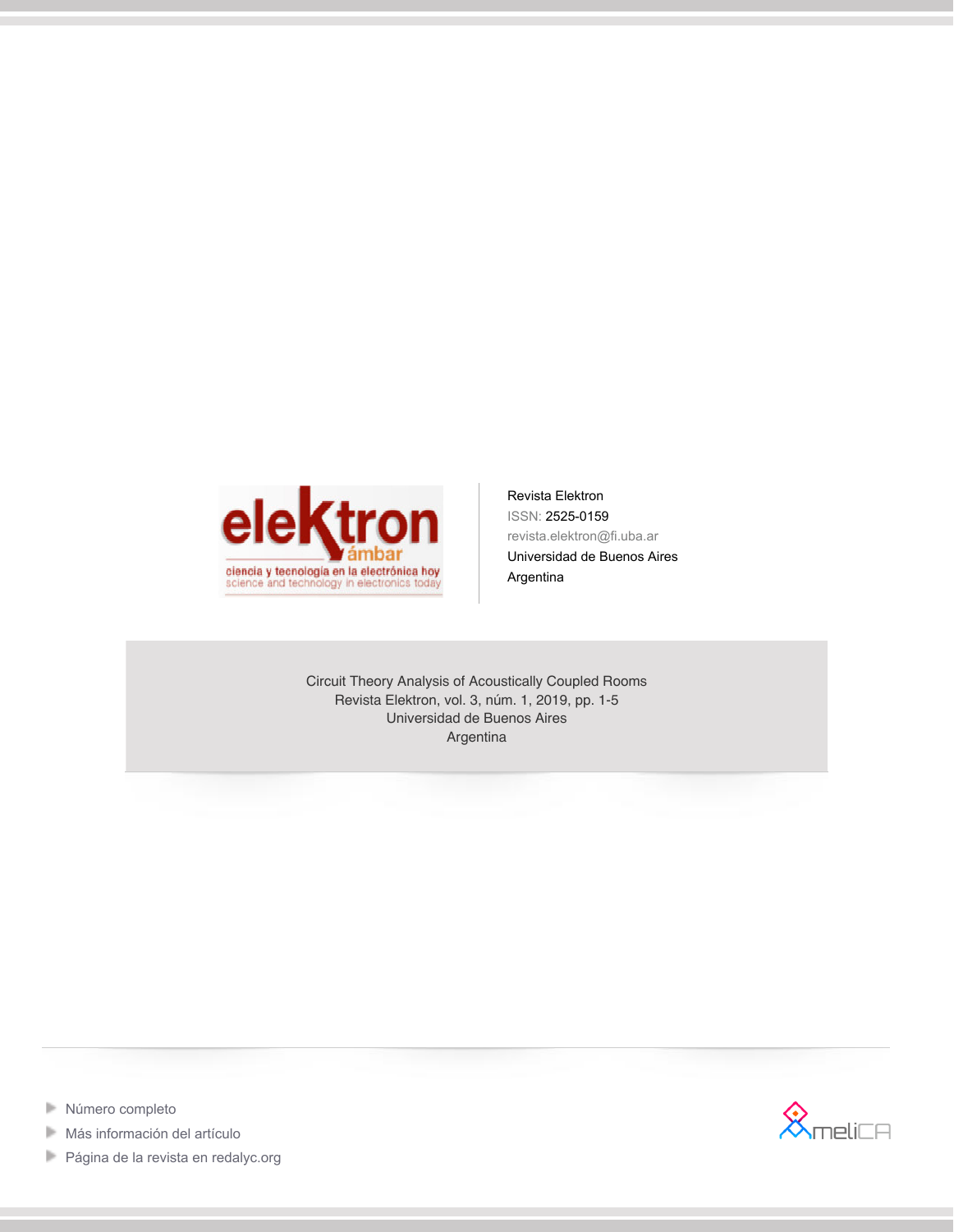Revista Elektron

ISSN: 2525-0159

revista.elektron@fi.uba.ar

Universidad de Buenos Aires

Argentina

Circuit Theory Analysis of Acoustically Coupled Rooms

Revista Elektron, vol. 3, núm. 1, 2019, pp. 1-5

Universidad de Buenos Aires

Argentina

- Número completo
- Más información del artículo
- Página de la revista en redalyc.org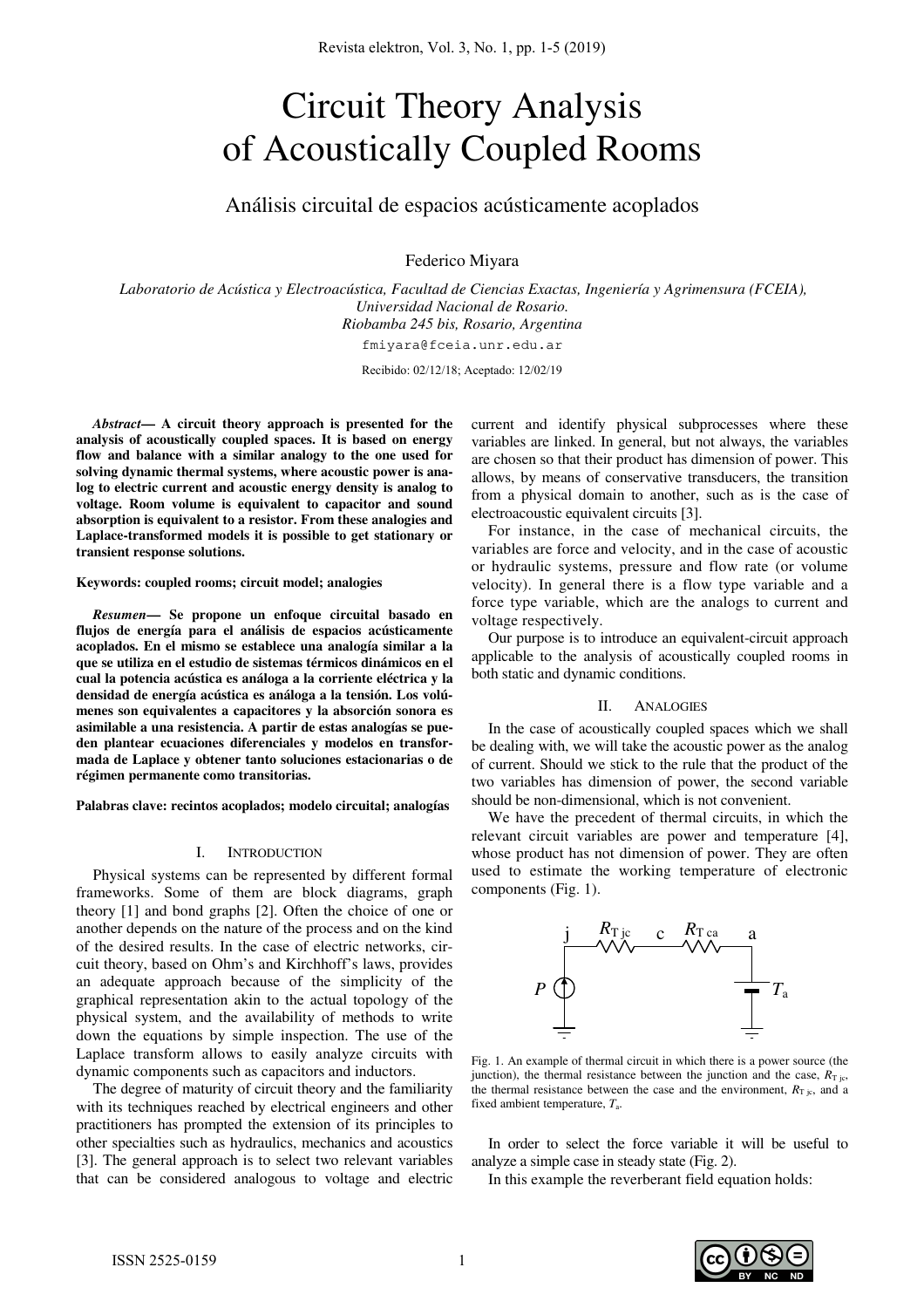# Circuit Theory Analysis of Acoustically Coupled Rooms

## Análisis circuital de espacios acústicamente acoplados

Federico Miyara

*Laboratorio de Acústica y Electroacústica, Facultad de Ciencias Exactas, Ingeniería y Agrimensura (FCEIA), Universidad Nacional de Rosario.*
*Riobamba 245 bis, Rosario, Argentina*
fmiyara@fceia.unr.edu.ar

Recibido: 02/12/18; Aceptado: 12/02/19

***Abstract*— A circuit theory approach is presented for the analysis of acoustically coupled spaces. It is based on energy flow and balance with a similar analogy to the one used for solving dynamic thermal systems, where acoustic power is analog to electric current and acoustic energy density is analog to voltage. Room volume is equivalent to capacitor and sound absorption is equivalent to a resistor. From these analogies and Laplace-transformed models it is possible to get stationary or transient response solutions.**

**Keywords: coupled rooms; circuit model; analogies**

***Resumen*— Se propone un enfoque circuital basado en flujos de energía para el análisis de espacios acústicamente acoplados. En el mismo se establece una analogía similar a la que se utiliza en el estudio de sistemas térmicos dinámicos en el cual la potencia acústica es análoga a la corriente eléctrica y la densidad de energía acústica es análoga a la tensión. Los volúmenes son equivalentes a capacitores y la absorción sonora es asimilable a una resistencia. A partir de estas analogías se pueden plantear ecuaciones diferenciales y modelos en transformada de Laplace y obtener tanto soluciones estacionarias o de régimen permanente como transitorias.**

**Palabras clave: recintos acoplados; modelo circuital; analogías**

### I. Introduction

Physical systems can be represented by different formal frameworks. Some of them are block diagrams, graph theory [1] and bond graphs [2]. Often the choice of one or another depends on the nature of the process and on the kind of the desired results. In the case of electric networks, circuit theory, based on Ohm's and Kirchhoff's laws, provides an adequate approach because of the simplicity of the graphical representation akin to the actual topology of the physical system, and the availability of methods to write down the equations by simple inspection. The use of the Laplace transform allows to easily analyze circuits with dynamic components such as capacitors and inductors.

The degree of maturity of circuit theory and the familiarity with its techniques reached by electrical engineers and other practitioners has prompted the extension of its principles to other specialties such as hydraulics, mechanics and acoustics [3]. The general approach is to select two relevant variables that can be considered analogous to voltage and electric current and identify physical subprocesses where these variables are linked. In general, but not always, the variables are chosen so that their product has dimension of power. This allows, by means of conservative transducers, the transition from a physical domain to another, such as is the case of electroacoustic equivalent circuits [3].

For instance, in the case of mechanical circuits, the variables are force and velocity, and in the case of acoustic or hydraulic systems, pressure and flow rate (or volume velocity). In general there is a flow type variable and a force type variable, which are the analogs to current and voltage respectively.

Our purpose is to introduce an equivalent-circuit approach applicable to the analysis of acoustically coupled rooms in both static and dynamic conditions.

### II. Analogies

In the case of acoustically coupled spaces which we shall be dealing with, we will take the acoustic power as the analog of current. Should we stick to the rule that the product of the two variables has dimension of power, the second variable should be non-dimensional, which is not convenient.

We have the precedent of thermal circuits, in which the relevant circuit variables are power and temperature [4], whose product has not dimension of power. They are often used to estimate the working temperature of electronic components (Fig. 1).

Fig. 1. An example of thermal circuit in which there is a power source (the junction), the thermal resistance between the junction and the case, $R_{\mathrm{T\,jc}}$, the thermal resistance between the case and the environment, $R_{\mathrm{T\,jc}}$, and a fixed ambient temperature, $T_{\mathrm{a}}$.

In order to select the force variable it will be useful to analyze a simple case in steady state (Fig. 2).

In this example the reverberant field equation holds: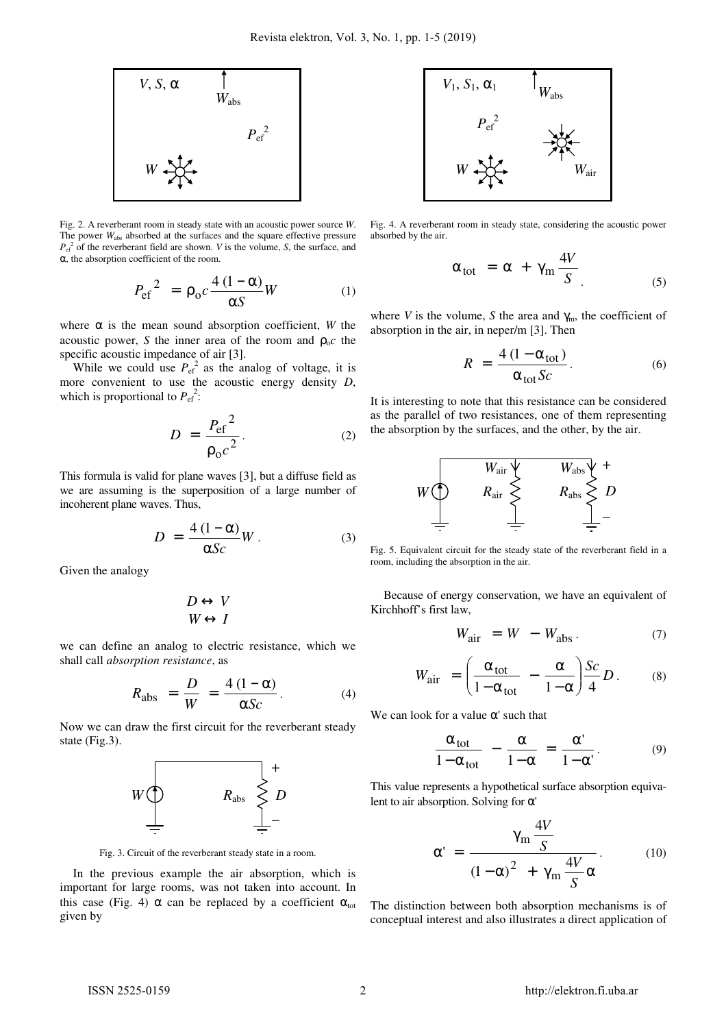Fig. 2. A reverberant room in steady state with an acoustic power source $W$. The power $W_{abs}$ absorbed at the surfaces and the square effective pressure $P_{ef}^2$ of the reverberant field are shown. $V$ is the volume, $S$, the surface, and $\alpha$, the absorption coefficient of the room.

$$P_{ef}^2 = \rho_o c \frac{4(1-\alpha)}{\alpha S} W \tag{1}$$

where $\alpha$ is the mean sound absorption coefficient, $W$ the acoustic power, $S$ the inner area of the room and $\rho_o c$ the specific acoustic impedance of air [3].

While we could use $P_{ef}^2$ as the analog of voltage, it is more convenient to use the acoustic energy density $D$, which is proportional to $P_{ef}^2$:

$$D = \frac{P_{ef}^2}{\rho_o c^2}. \tag{2}$$

This formula is valid for plane waves [3], but a diffuse field as we are assuming is the superposition of a large number of incoherent plane waves. Thus,

$$D = \frac{4(1-\alpha)}{\alpha S c} W. \tag{3}$$

Given the analogy

$$D \leftrightarrow V$$
$$W \leftrightarrow I$$

we can define an analog to electric resistance, which we shall call *absorption resistance*, as

$$R_{abs} = \frac{D}{W} = \frac{4(1-\alpha)}{\alpha S c}. \tag{4}$$

Now we can draw the first circuit for the reverberant steady state (Fig.3).

Fig. 3. Circuit of the reverberant steady state in a room.

In the previous example the air absorption, which is important for large rooms, was not taken into account. In this case (Fig. 4) $\alpha$ can be replaced by a coefficient $\alpha_{tot}$ given by

Fig. 4. A reverberant room in steady state, considering the acoustic power absorbed by the air.

$$\alpha_{tot} = \alpha + \gamma_m \frac{4V}{S}. \tag{5}$$

where $V$ is the volume, $S$ the area and $\gamma_m$, the coefficient of absorption in the air, in neper/m [3]. Then

$$R = \frac{4(1-\alpha_{tot})}{\alpha_{tot} S c}. \tag{6}$$

It is interesting to note that this resistance can be considered as the parallel of two resistances, one of them representing the absorption by the surfaces, and the other, by the air.

Fig. 5. Equivalent circuit for the steady state of the reverberant field in a room, including the absorption in the air.

Because of energy conservation, we have an equivalent of Kirchhoff's first law,

$$W_{air} = W - W_{abs}. \tag{7}$$

$$W_{air} = \left( \frac{\alpha_{tot}}{1-\alpha_{tot}} - \frac{\alpha}{1-\alpha} \right) \frac{Sc}{4} D. \tag{8}$$

We can look for a value $\alpha'$ such that

$$\frac{\alpha_{tot}}{1-\alpha_{tot}} - \frac{\alpha}{1-\alpha} = \frac{\alpha'}{1-\alpha'}. \tag{9}$$

This value represents a hypothetical surface absorption equivalent to air absorption. Solving for $\alpha'$

$$\alpha' = \frac{\gamma_m \frac{4V}{S}}{(1-\alpha)^2 + \gamma_m \frac{4V}{S} \alpha}. \tag{10}$$

The distinction between both absorption mechanisms is of conceptual interest and also illustrates a direct application of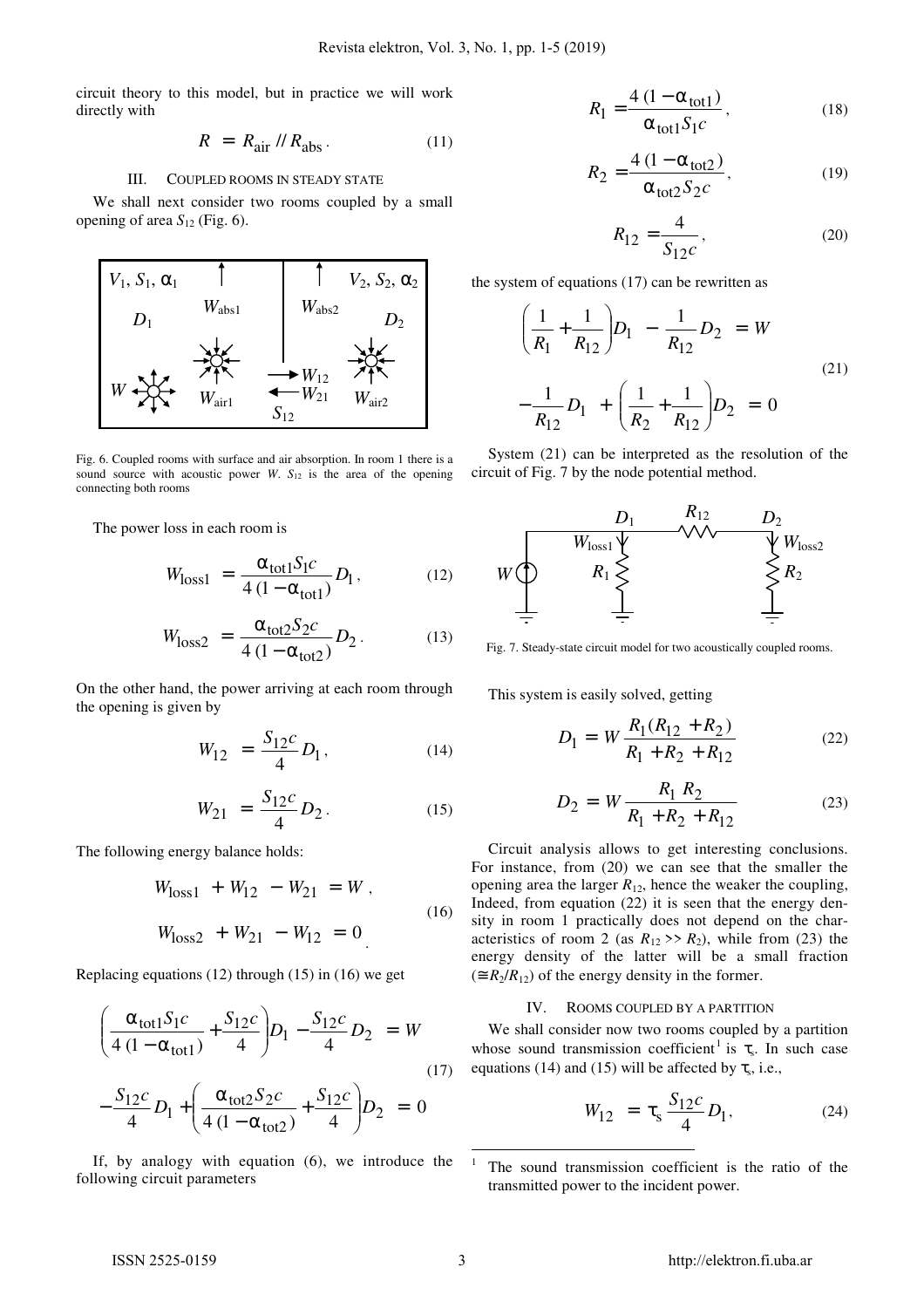circuit theory to this model, but in practice we will work directly with

$$R = R_{\text{air}} \,/\!/\, R_{\text{abs}} \,. \tag{11}$$

## III. COUPLED ROOMS IN STEADY STATE

We shall next consider two rooms coupled by a small opening of area $S_{12}$ (Fig. 6).

Fig. 6. Coupled rooms with surface and air absorption. In room 1 there is a sound source with acoustic power $W$. $S_{12}$ is the area of the opening connecting both rooms

The power loss in each room is

$$W_{\text{loss1}} = \frac{\alpha_{\text{tot1}} S_1 c}{4\,(1-\alpha_{\text{tot1}})} D_1 \,, \tag{12}$$

$$W_{\text{loss2}} = \frac{\alpha_{\text{tot2}} S_2 c}{4\,(1-\alpha_{\text{tot2}})} D_2 \,. \tag{13}$$

On the other hand, the power arriving at each room through the opening is given by

$$W_{12} = \frac{S_{12} c}{4} D_1 \,, \tag{14}$$

$$W_{21} = \frac{S_{12} c}{4} D_2 \,. \tag{15}$$

The following energy balance holds:

$$\begin{aligned} W_{\text{loss1}} + W_{12} - W_{21} &= W \,, \\ W_{\text{loss2}} + W_{21} - W_{12} &= 0 \,. \end{aligned} \tag{16}$$

Replacing equations (12) through (15) in (16) we get

$$\begin{aligned} \left( \frac{\alpha_{\text{tot1}} S_1 c}{4\,(1-\alpha_{\text{tot1}})} + \frac{S_{12} c}{4} \right) D_1 - \frac{S_{12} c}{4} D_2 &= W \\ -\frac{S_{12} c}{4} D_1 + \left( \frac{\alpha_{\text{tot2}} S_2 c}{4\,(1-\alpha_{\text{tot2}})} + \frac{S_{12} c}{4} \right) D_2 &= 0 \end{aligned} \tag{17}$$

If, by analogy with equation (6), we introduce the following circuit parameters

$$R_1 = \frac{4\,(1-\alpha_{\text{tot1}})}{\alpha_{\text{tot1}} S_1 c} \,, \tag{18}$$

$$R_2 = \frac{4\,(1-\alpha_{\text{tot2}})}{\alpha_{\text{tot2}} S_2 c} \,, \tag{19}$$

$$R_{12} = \frac{4}{S_{12} c} \,, \tag{20}$$

the system of equations (17) can be rewritten as

$$\begin{aligned} \left( \frac{1}{R_1} + \frac{1}{R_{12}} \right) D_1 - \frac{1}{R_{12}} D_2 &= W \\ -\frac{1}{R_{12}} D_1 + \left( \frac{1}{R_2} + \frac{1}{R_{12}} \right) D_2 &= 0 \end{aligned} \tag{21}$$

System (21) can be interpreted as the resolution of the circuit of Fig. 7 by the node potential method.

Fig. 7. Steady-state circuit model for two acoustically coupled rooms.

This system is easily solved, getting

$$D_1 = W \frac{R_1 (R_{12} + R_2)}{R_1 + R_2 + R_{12}} \tag{22}$$

$$D_2 = W \frac{R_1 \, R_2}{R_1 + R_2 + R_{12}} \tag{23}$$

Circuit analysis allows to get interesting conclusions. For instance, from (20) we can see that the smaller the opening area the larger $R_{12}$, hence the weaker the coupling, Indeed, from equation (22) it is seen that the energy density in room 1 practically does not depend on the characteristics of room 2 (as $R_{12} >> R_2$), while from (23) the energy density of the latter will be a small fraction ($\cong R_2/R_{12}$) of the energy density in the former.

## IV. ROOMS COUPLED BY A PARTITION

We shall consider now two rooms coupled by a partition whose sound transmission coefficient[1] is $\tau_s$. In such case equations (14) and (15) will be affected by $\tau_s$, i.e.,

$$W_{12} = \tau_s \frac{S_{12} c}{4} D_1 \,, \tag{24}$$

[1] The sound transmission coefficient is the ratio of the transmitted power to the incident power.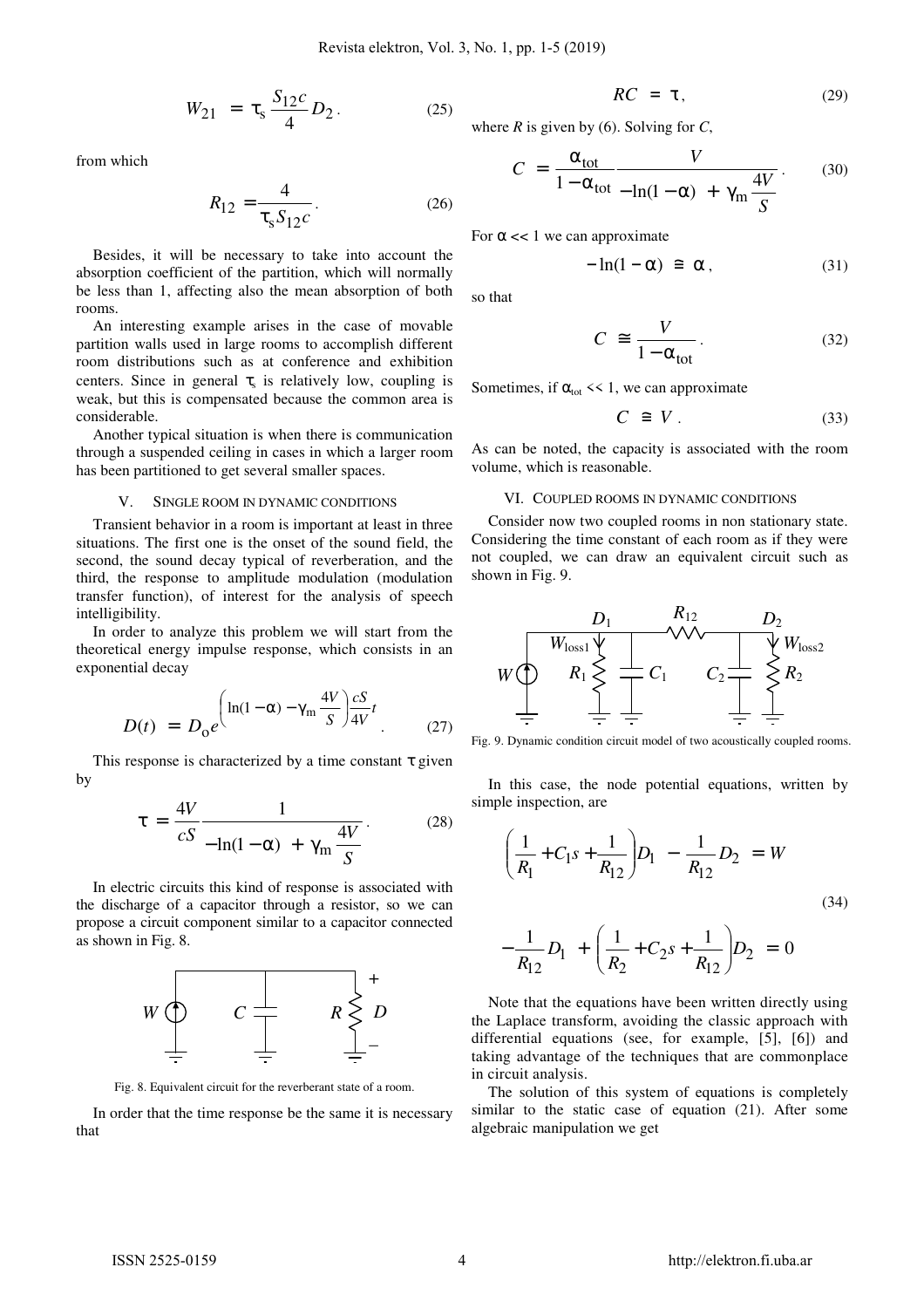$$W_{21} = \tau_s \frac{S_{12} c}{4} D_2 . \tag{25}$$

from which

$$R_{12} = \frac{4}{\tau_s S_{12} c} . \tag{26}$$

Besides, it will be necessary to take into account the absorption coefficient of the partition, which will normally be less than 1, affecting also the mean absorption of both rooms.

An interesting example arises in the case of movable partition walls used in large rooms to accomplish different room distributions such as at conference and exhibition centers. Since in general $\tau_s$ is relatively low, coupling is weak, but this is compensated because the common area is considerable.

Another typical situation is when there is communication through a suspended ceiling in cases in which a larger room has been partitioned to get several smaller spaces.

## V. Single room in dynamic conditions

Transient behavior in a room is important at least in three situations. The first one is the onset of the sound field, the second, the sound decay typical of reverberation, and the third, the response to amplitude modulation (modulation transfer function), of interest for the analysis of speech intelligibility.

In order to analyze this problem we will start from the theoretical energy impulse response, which consists in an exponential decay

$$D(t) = D_o e^{\left(\ln(1-\alpha) - \gamma_m \frac{4V}{S}\right)\frac{cS}{4V} t} . \tag{27}$$

This response is characterized by a time constant $\tau$ given by

$$\tau = \frac{4V}{cS} \frac{1}{-\ln(1-\alpha) + \gamma_m \frac{4V}{S}} . \tag{28}$$

In electric circuits this kind of response is associated with the discharge of a capacitor through a resistor, so we can propose a circuit component similar to a capacitor connected as shown in Fig. 8.

Fig. 8. Equivalent circuit for the reverberant state of a room.

In order that the time response be the same it is necessary that

$$RC = \tau , \tag{29}$$

where $R$ is given by (6). Solving for $C$,

$$C = \frac{\alpha_{tot}}{1 - \alpha_{tot}} \frac{V}{-\ln(1-\alpha) + \gamma_m \frac{4V}{S}} . \tag{30}$$

For $\alpha << 1$ we can approximate

$$-\ln(1-\alpha) \cong \alpha , \tag{31}$$

so that

$$C \cong \frac{V}{1 - \alpha_{tot}} . \tag{32}$$

Sometimes, if $\alpha_{tot} << 1$, we can approximate

$$C \cong V . \tag{33}$$

As can be noted, the capacity is associated with the room volume, which is reasonable.

## VI. Coupled rooms in dynamic conditions

Consider now two coupled rooms in non stationary state. Considering the time constant of each room as if they were not coupled, we can draw an equivalent circuit such as shown in Fig. 9.

Fig. 9. Dynamic condition circuit model of two acoustically coupled rooms.

In this case, the node potential equations, written by simple inspection, are

$$\left(\frac{1}{R_1} + C_1 s + \frac{1}{R_{12}}\right) D_1 - \frac{1}{R_{12}} D_2 = W$$

$$-\frac{1}{R_{12}} D_1 + \left(\frac{1}{R_2} + C_2 s + \frac{1}{R_{12}}\right) D_2 = 0 \tag{34}$$

Note that the equations have been written directly using the Laplace transform, avoiding the classic approach with differential equations (see, for example, [5], [6]) and taking advantage of the techniques that are commonplace in circuit analysis.

The solution of this system of equations is completely similar to the static case of equation (21). After some algebraic manipulation we get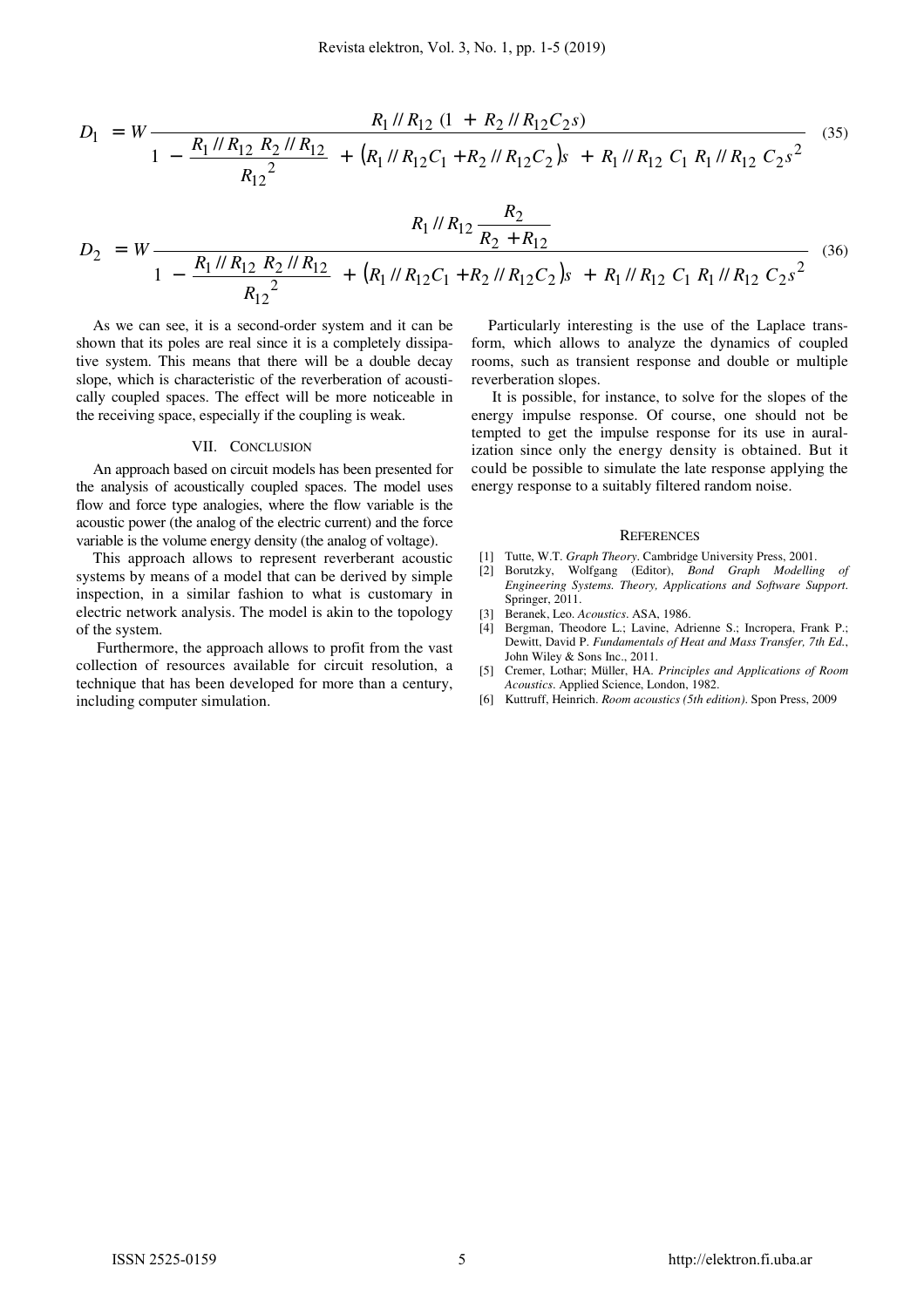$$D_1 = W \frac{R_1 \mathbin{//} R_{12}\ (1 + R_2 \mathbin{//} R_{12} C_2 s)}{1 - \dfrac{R_1 \mathbin{//} R_{12}\ R_2 \mathbin{//} R_{12}}{{R_{12}}^2} + \left(R_1 \mathbin{//} R_{12} C_1 + R_2 \mathbin{//} R_{12} C_2\right) s + R_1 \mathbin{//} R_{12}\ C_1\ R_1 \mathbin{//} R_{12}\ C_2 s^2} \tag{35}$$

$$D_2 = W \frac{R_1 \mathbin{//} R_{12} \dfrac{R_2}{R_2 + R_{12}}}{1 - \dfrac{R_1 \mathbin{//} R_{12}\ R_2 \mathbin{//} R_{12}}{{R_{12}}^2} + \left(R_1 \mathbin{//} R_{12} C_1 + R_2 \mathbin{//} R_{12} C_2\right) s + R_1 \mathbin{//} R_{12}\ C_1\ R_1 \mathbin{//} R_{12}\ C_2 s^2} \tag{36}$$

As we can see, it is a second-order system and it can be shown that its poles are real since it is a completely dissipative system. This means that there will be a double decay slope, which is characteristic of the reverberation of acoustically coupled spaces. The effect will be more noticeable in the receiving space, especially if the coupling is weak.

## VII. Conclusion

An approach based on circuit models has been presented for the analysis of acoustically coupled spaces. The model uses flow and force type analogies, where the flow variable is the acoustic power (the analog of the electric current) and the force variable is the volume energy density (the analog of voltage).

This approach allows to represent reverberant acoustic systems by means of a model that can be derived by simple inspection, in a similar fashion to what is customary in electric network analysis. The model is akin to the topology of the system.

Furthermore, the approach allows to profit from the vast collection of resources available for circuit resolution, a technique that has been developed for more than a century, including computer simulation.

Particularly interesting is the use of the Laplace transform, which allows to analyze the dynamics of coupled rooms, such as transient response and double or multiple reverberation slopes.

It is possible, for instance, to solve for the slopes of the energy impulse response. Of course, one should not be tempted to get the impulse response for its use in auralization since only the energy density is obtained. But it could be possible to simulate the late response applying the energy response to a suitably filtered random noise.

## References

[1] Tutte, W.T. *Graph Theory*. Cambridge University Press, 2001.

[2] Borutzky, Wolfgang (Editor), *Bond Graph Modelling of Engineering Systems. Theory, Applications and Software Support*. Springer, 2011.

[3] Beranek, Leo. *Acoustics*. ASA, 1986.

[4] Bergman, Theodore L.; Lavine, Adrienne S.; Incropera, Frank P.; Dewitt, David P. *Fundamentals of Heat and Mass Transfer, 7th Ed.*, John Wiley & Sons Inc., 2011.

[5] Cremer, Lothar; Müller, HA. *Principles and Applications of Room Acoustics*. Applied Science, London, 1982.

[6] Kuttruff, Heinrich. *Room acoustics (5th edition)*. Spon Press, 2009